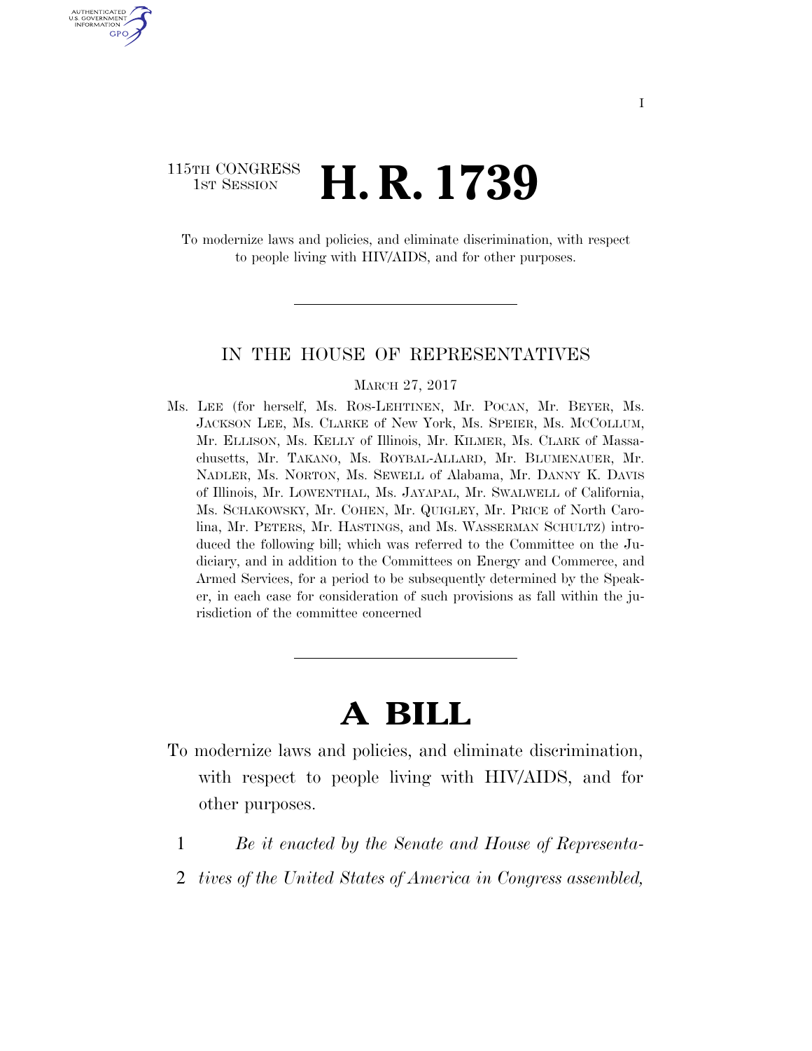115TH CONGRESS
1ST SESSION

# H. R. 1739

To modernize laws and policies, and eliminate discrimination, with respect to people living with HIV/AIDS, and for other purposes.

---

## IN THE HOUSE OF REPRESENTATIVES

MARCH 27, 2017

Ms. LEE (for herself, Ms. ROS-LEHTINEN, Mr. POCAN, Mr. BEYER, Ms. JACKSON LEE, Ms. CLARKE of New York, Ms. SPEIER, Ms. MCCOLLUM, Mr. ELLISON, Ms. KELLY of Illinois, Mr. KILMER, Ms. CLARK of Massachusetts, Mr. TAKANO, Ms. ROYBAL-ALLARD, Mr. BLUMENAUER, Mr. NADLER, Ms. NORTON, Ms. SEWELL of Alabama, Mr. DANNY K. DAVIS of Illinois, Mr. LOWENTHAL, Ms. JAYAPAL, Mr. SWALWELL of California, Ms. SCHAKOWSKY, Mr. COHEN, Mr. QUIGLEY, Mr. PRICE of North Carolina, Mr. PETERS, Mr. HASTINGS, and Ms. WASSERMAN SCHULTZ) introduced the following bill; which was referred to the Committee on the Judiciary, and in addition to the Committees on Energy and Commerce, and Armed Services, for a period to be subsequently determined by the Speaker, in each case for consideration of such provisions as fall within the jurisdiction of the committee concerned

---

# A BILL

To modernize laws and policies, and eliminate discrimination, with respect to people living with HIV/AIDS, and for other purposes.

1 *Be it enacted by the Senate and House of Representa-*
2 *tives of the United States of America in Congress assembled,*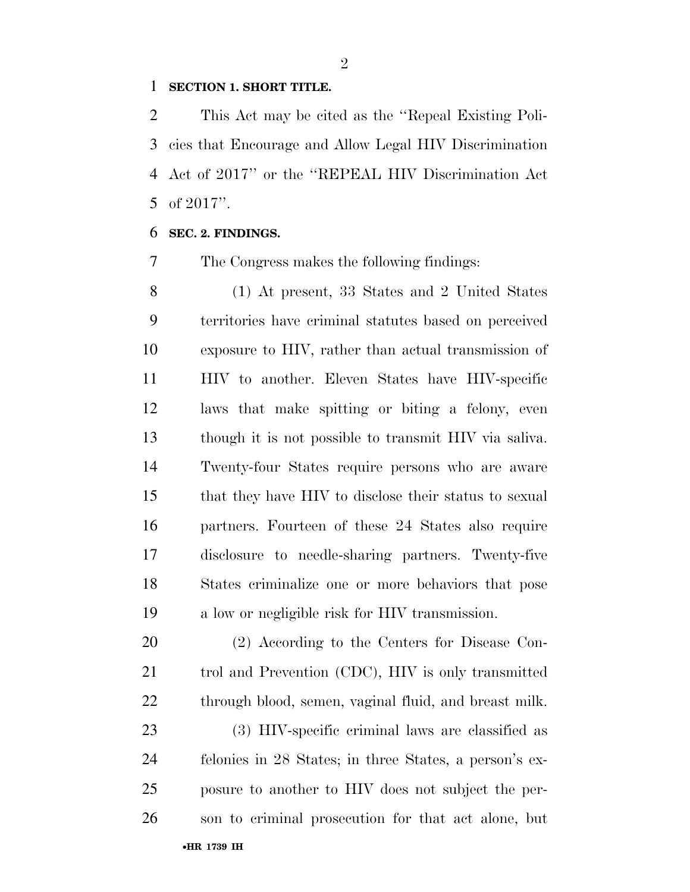**SECTION 1. SHORT TITLE.**

This Act may be cited as the "Repeal Existing Policies that Encourage and Allow Legal HIV Discrimination Act of 2017" or the "REPEAL HIV Discrimination Act of 2017".

**SEC. 2. FINDINGS.**

The Congress makes the following findings:

(1) At present, 33 States and 2 United States territories have criminal statutes based on perceived exposure to HIV, rather than actual transmission of HIV to another. Eleven States have HIV-specific laws that make spitting or biting a felony, even though it is not possible to transmit HIV via saliva. Twenty-four States require persons who are aware that they have HIV to disclose their status to sexual partners. Fourteen of these 24 States also require disclosure to needle-sharing partners. Twenty-five States criminalize one or more behaviors that pose a low or negligible risk for HIV transmission.

(2) According to the Centers for Disease Control and Prevention (CDC), HIV is only transmitted through blood, semen, vaginal fluid, and breast milk.

(3) HIV-specific criminal laws are classified as felonies in 28 States; in three States, a person's exposure to another to HIV does not subject the person to criminal prosecution for that act alone, but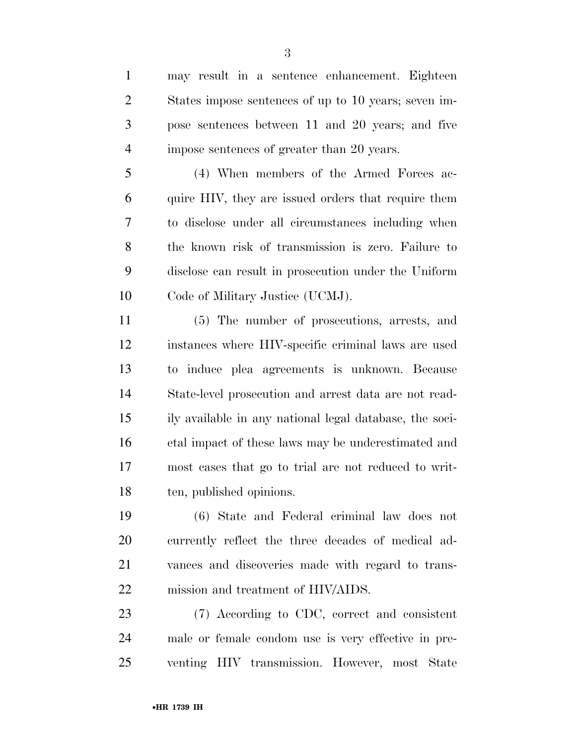may result in a sentence enhancement. Eighteen States impose sentences of up to 10 years; seven impose sentences between 11 and 20 years; and five impose sentences of greater than 20 years.

(4) When members of the Armed Forces acquire HIV, they are issued orders that require them to disclose under all circumstances including when the known risk of transmission is zero. Failure to disclose can result in prosecution under the Uniform Code of Military Justice (UCMJ).

(5) The number of prosecutions, arrests, and instances where HIV-specific criminal laws are used to induce plea agreements is unknown. Because State-level prosecution and arrest data are not readily available in any national legal database, the societal impact of these laws may be underestimated and most cases that go to trial are not reduced to written, published opinions.

(6) State and Federal criminal law does not currently reflect the three decades of medical advances and discoveries made with regard to transmission and treatment of HIV/AIDS.

(7) According to CDC, correct and consistent male or female condom use is very effective in preventing HIV transmission. However, most State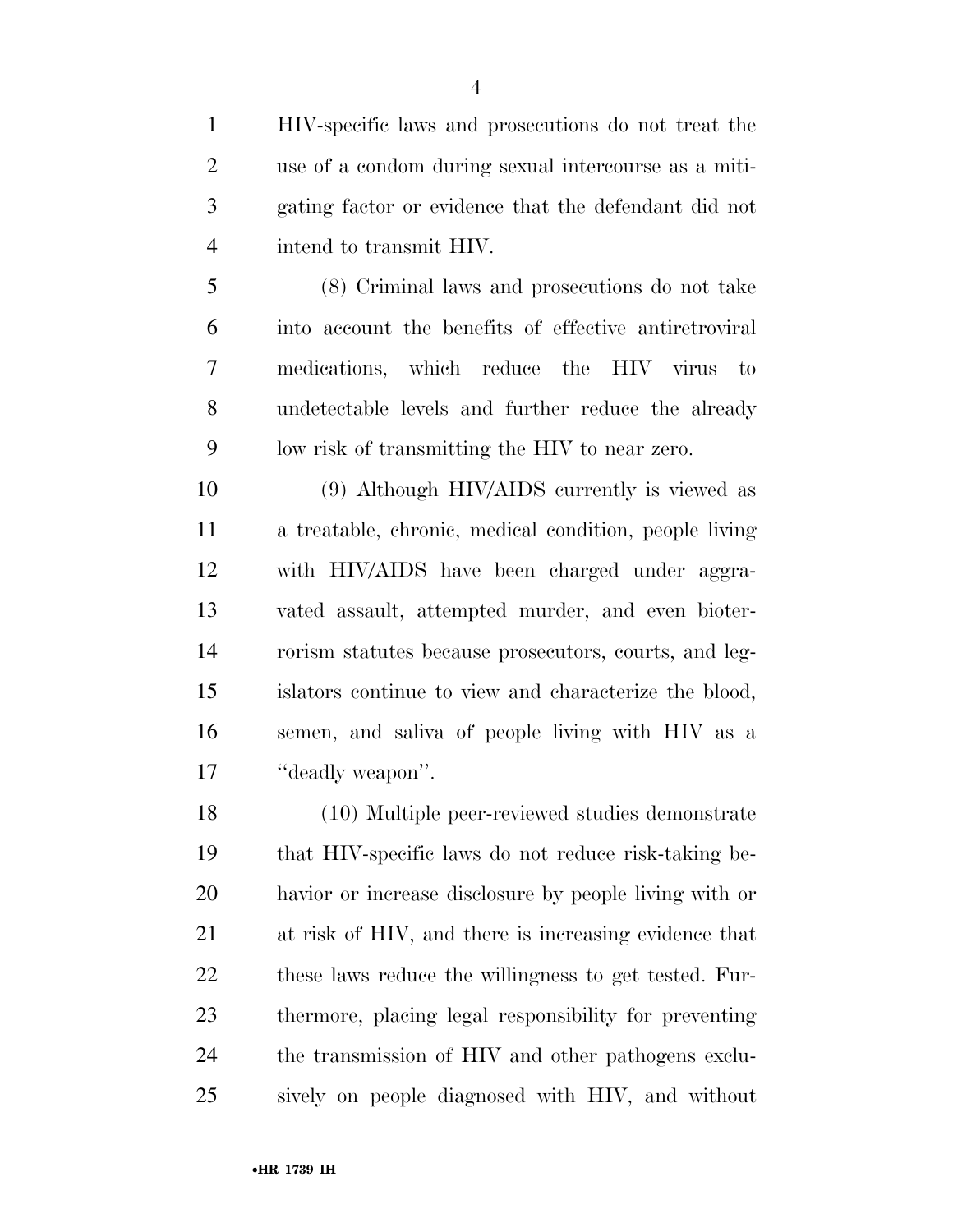HIV-specific laws and prosecutions do not treat the use of a condom during sexual intercourse as a mitigating factor or evidence that the defendant did not intend to transmit HIV.

(8) Criminal laws and prosecutions do not take into account the benefits of effective antiretroviral medications, which reduce the HIV virus to undetectable levels and further reduce the already low risk of transmitting the HIV to near zero.

(9) Although HIV/AIDS currently is viewed as a treatable, chronic, medical condition, people living with HIV/AIDS have been charged under aggravated assault, attempted murder, and even bioterrorism statutes because prosecutors, courts, and legislators continue to view and characterize the blood, semen, and saliva of people living with HIV as a ''deadly weapon''.

(10) Multiple peer-reviewed studies demonstrate that HIV-specific laws do not reduce risk-taking behavior or increase disclosure by people living with or at risk of HIV, and there is increasing evidence that these laws reduce the willingness to get tested. Furthermore, placing legal responsibility for preventing the transmission of HIV and other pathogens exclusively on people diagnosed with HIV, and without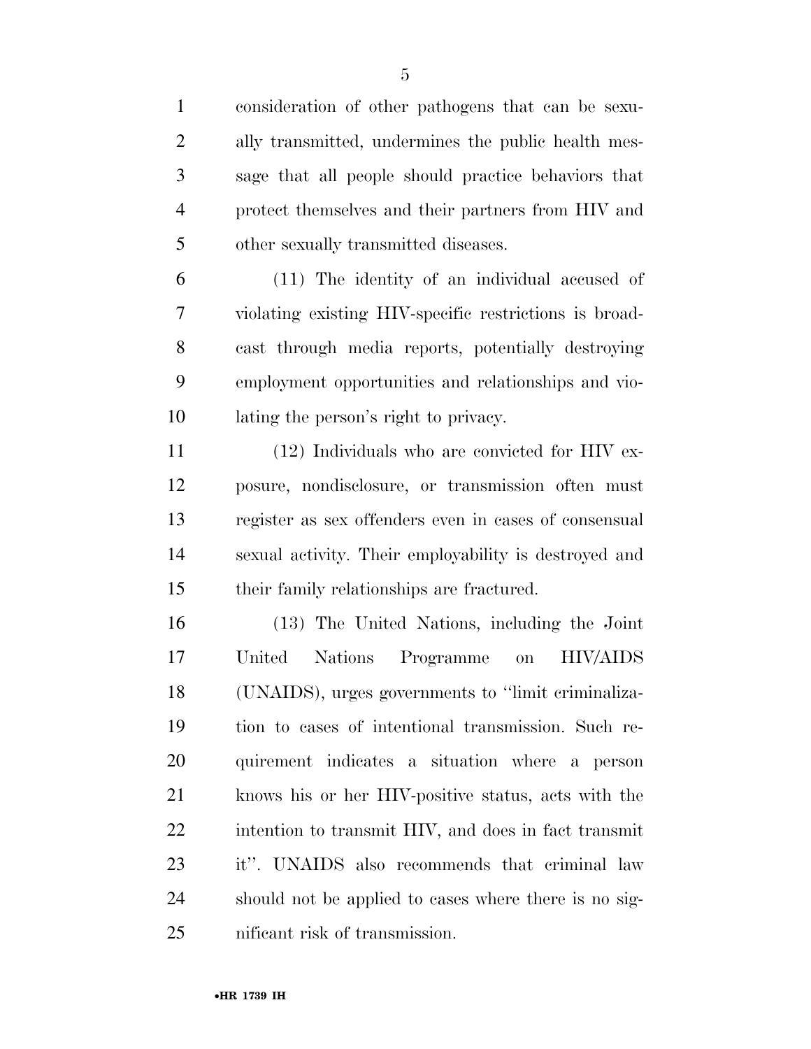consideration of other pathogens that can be sexually transmitted, undermines the public health message that all people should practice behaviors that protect themselves and their partners from HIV and other sexually transmitted diseases.

(11) The identity of an individual accused of violating existing HIV-specific restrictions is broadcast through media reports, potentially destroying employment opportunities and relationships and violating the person's right to privacy.

(12) Individuals who are convicted for HIV exposure, nondisclosure, or transmission often must register as sex offenders even in cases of consensual sexual activity. Their employability is destroyed and their family relationships are fractured.

(13) The United Nations, including the Joint United Nations Programme on HIV/AIDS (UNAIDS), urges governments to "limit criminalization to cases of intentional transmission. Such requirement indicates a situation where a person knows his or her HIV-positive status, acts with the intention to transmit HIV, and does in fact transmit it". UNAIDS also recommends that criminal law should not be applied to cases where there is no significant risk of transmission.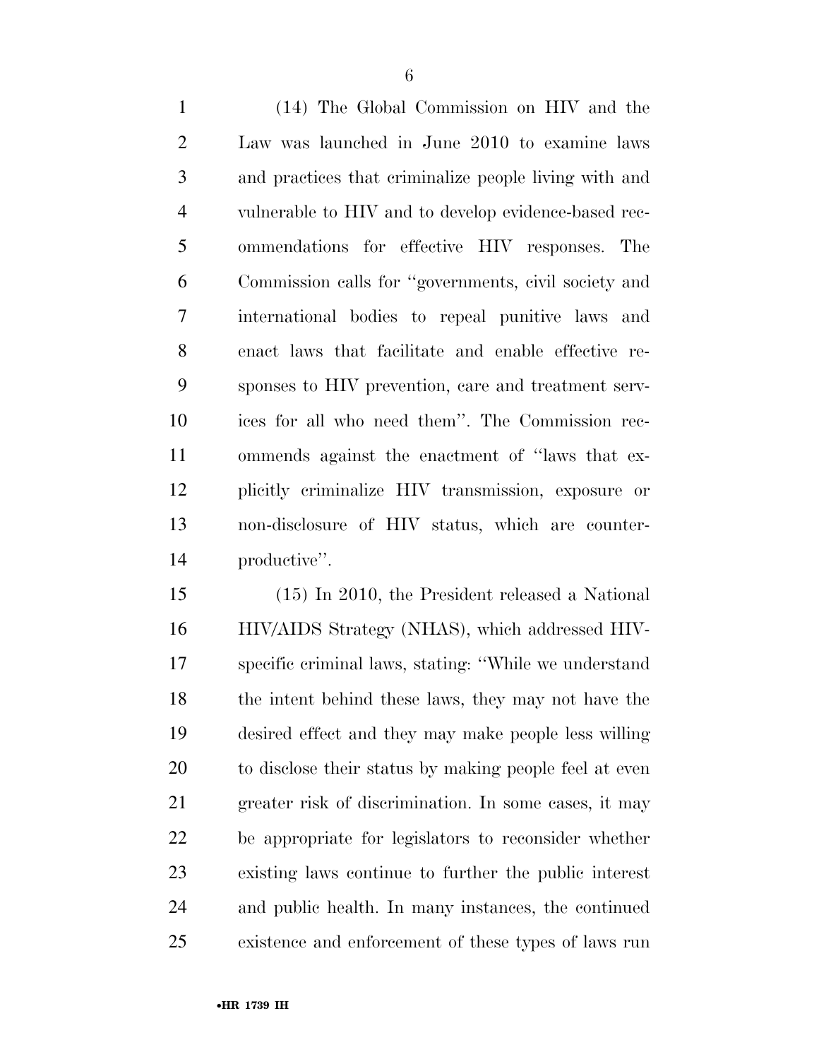(14) The Global Commission on HIV and the Law was launched in June 2010 to examine laws and practices that criminalize people living with and vulnerable to HIV and to develop evidence-based recommendations for effective HIV responses. The Commission calls for "governments, civil society and international bodies to repeal punitive laws and enact laws that facilitate and enable effective responses to HIV prevention, care and treatment services for all who need them". The Commission recommends against the enactment of "laws that explicitly criminalize HIV transmission, exposure or non-disclosure of HIV status, which are counterproductive".

(15) In 2010, the President released a National HIV/AIDS Strategy (NHAS), which addressed HIV-specific criminal laws, stating: "While we understand the intent behind these laws, they may not have the desired effect and they may make people less willing to disclose their status by making people feel at even greater risk of discrimination. In some cases, it may be appropriate for legislators to reconsider whether existing laws continue to further the public interest and public health. In many instances, the continued existence and enforcement of these types of laws run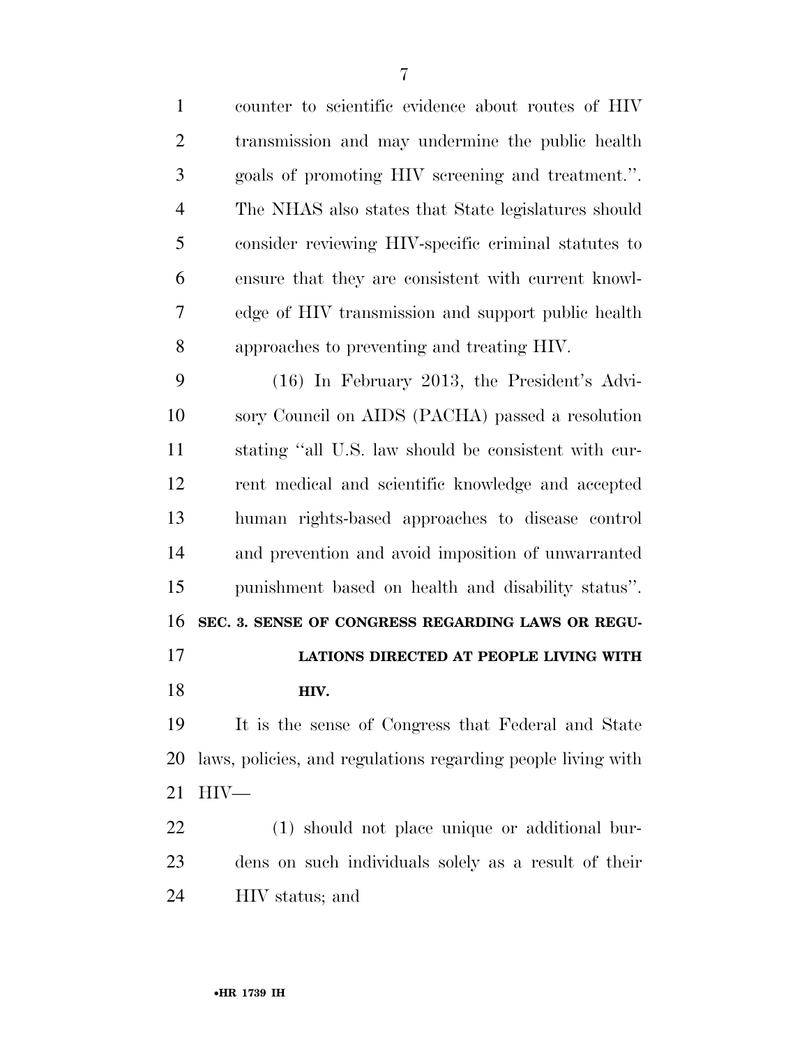counter to scientific evidence about routes of HIV transmission and may undermine the public health goals of promoting HIV screening and treatment.''. The NHAS also states that State legislatures should consider reviewing HIV-specific criminal statutes to ensure that they are consistent with current knowledge of HIV transmission and support public health approaches to preventing and treating HIV.

(16) In February 2013, the President's Advisory Council on AIDS (PACHA) passed a resolution stating ''all U.S. law should be consistent with current medical and scientific knowledge and accepted human rights-based approaches to disease control and prevention and avoid imposition of unwarranted punishment based on health and disability status''.

**SEC. 3. SENSE OF CONGRESS REGARDING LAWS OR REGULATIONS DIRECTED AT PEOPLE LIVING WITH HIV.**

It is the sense of Congress that Federal and State laws, policies, and regulations regarding people living with HIV—

(1) should not place unique or additional burdens on such individuals solely as a result of their HIV status; and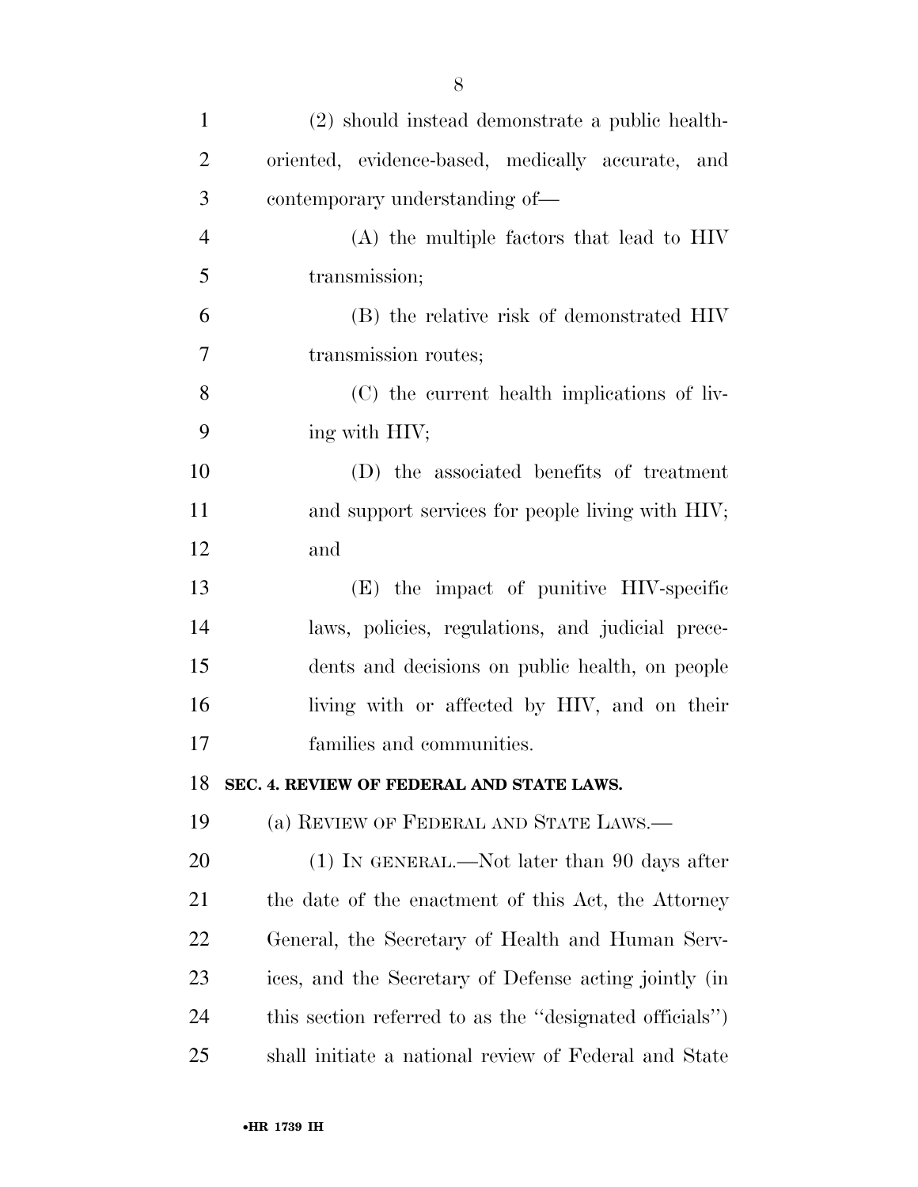(2) should instead demonstrate a public health-oriented, evidence-based, medically accurate, and contemporary understanding of—

(A) the multiple factors that lead to HIV transmission;

(B) the relative risk of demonstrated HIV transmission routes;

(C) the current health implications of living with HIV;

(D) the associated benefits of treatment and support services for people living with HIV; and

(E) the impact of punitive HIV-specific laws, policies, regulations, and judicial precedents and decisions on public health, on people living with or affected by HIV, and on their families and communities.

**SEC. 4. REVIEW OF FEDERAL AND STATE LAWS.**

(a) REVIEW OF FEDERAL AND STATE LAWS.—

(1) IN GENERAL.—Not later than 90 days after the date of the enactment of this Act, the Attorney General, the Secretary of Health and Human Services, and the Secretary of Defense acting jointly (in this section referred to as the "designated officials") shall initiate a national review of Federal and State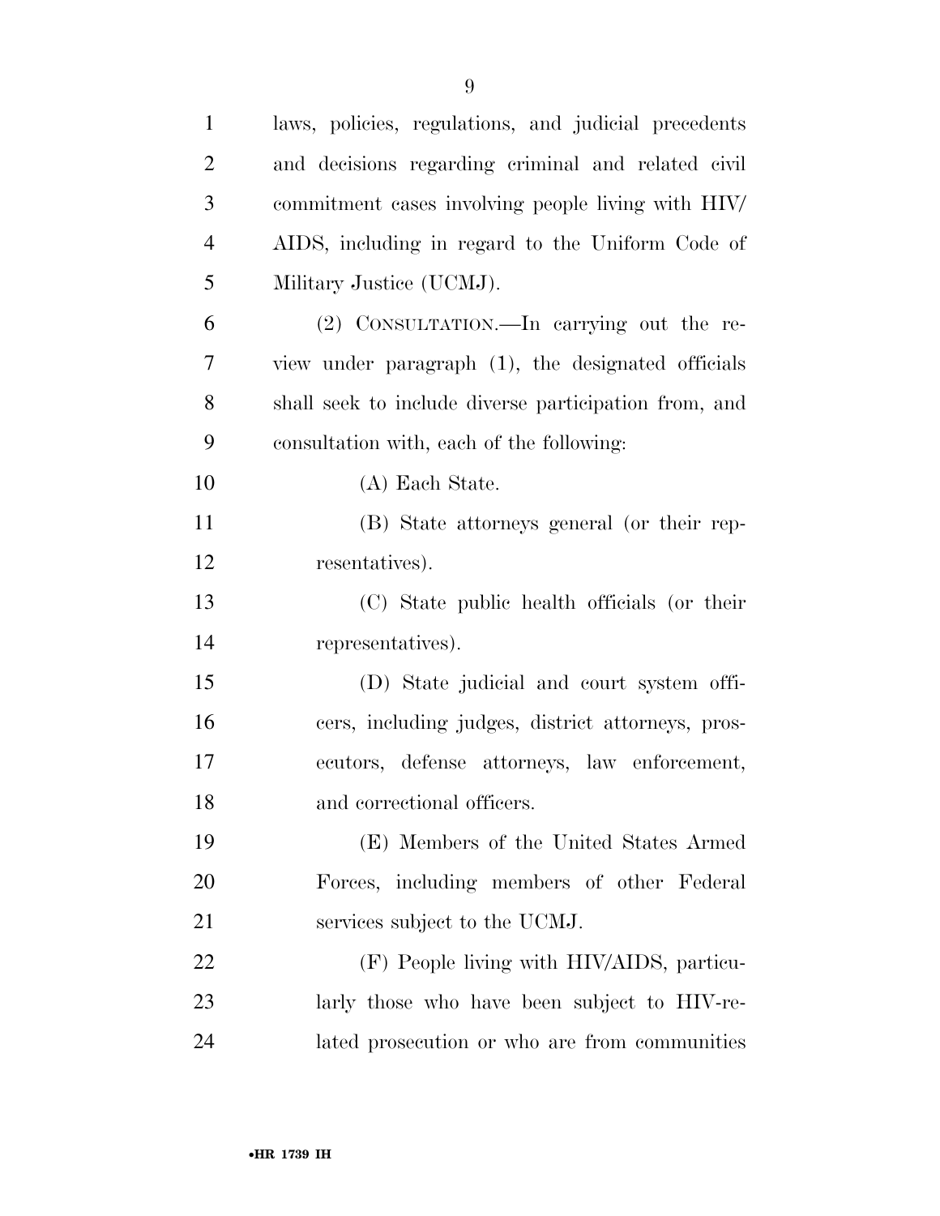laws, policies, regulations, and judicial precedents and decisions regarding criminal and related civil commitment cases involving people living with HIV/AIDS, including in regard to the Uniform Code of Military Justice (UCMJ).

(2) CONSULTATION.—In carrying out the review under paragraph (1), the designated officials shall seek to include diverse participation from, and consultation with, each of the following:

(A) Each State.

(B) State attorneys general (or their representatives).

(C) State public health officials (or their representatives).

(D) State judicial and court system officers, including judges, district attorneys, prosecutors, defense attorneys, law enforcement, and correctional officers.

(E) Members of the United States Armed Forces, including members of other Federal services subject to the UCMJ.

(F) People living with HIV/AIDS, particularly those who have been subject to HIV-related prosecution or who are from communities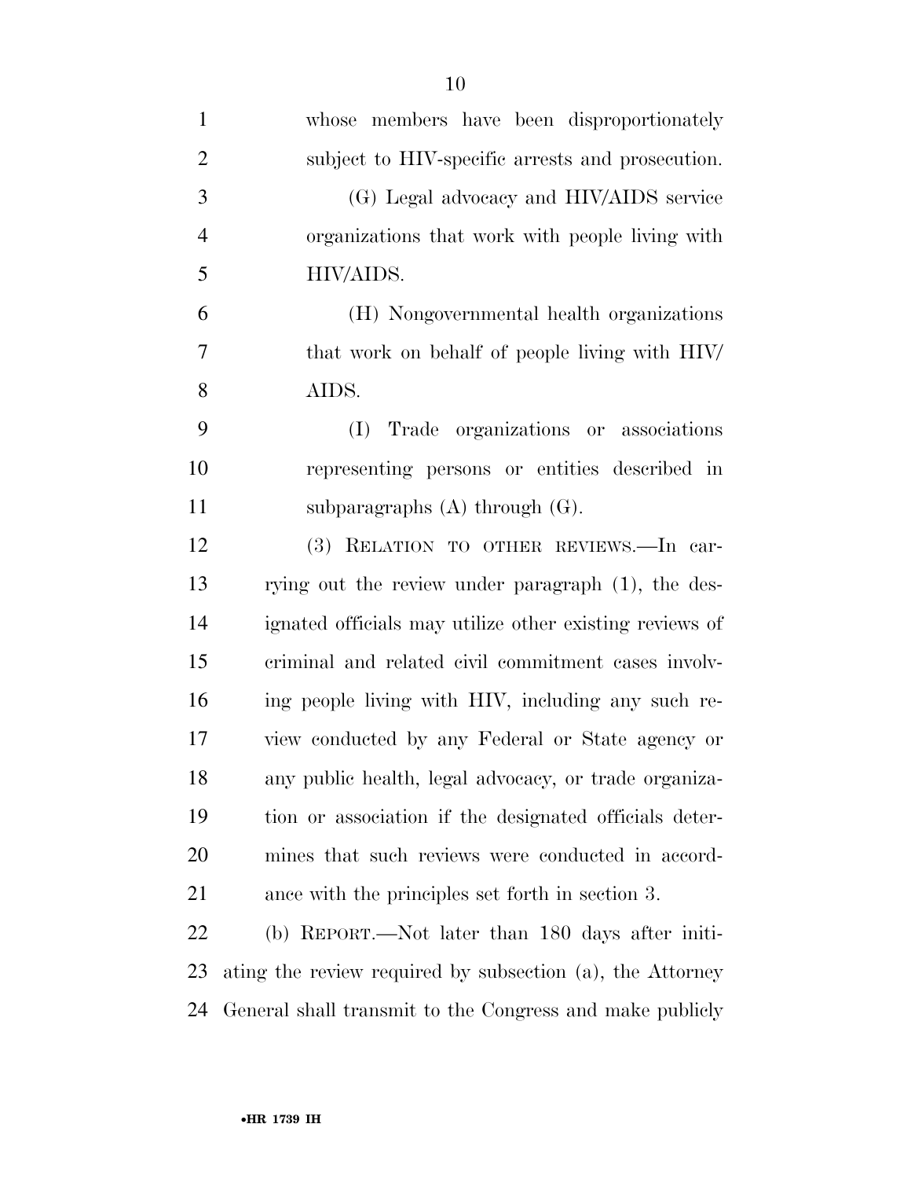whose members have been disproportionately subject to HIV-specific arrests and prosecution.

(G) Legal advocacy and HIV/AIDS service organizations that work with people living with HIV/AIDS.

(H) Nongovernmental health organizations that work on behalf of people living with HIV/AIDS.

(I) Trade organizations or associations representing persons or entities described in subparagraphs (A) through (G).

(3) RELATION TO OTHER REVIEWS.—In carrying out the review under paragraph (1), the designated officials may utilize other existing reviews of criminal and related civil commitment cases involving people living with HIV, including any such review conducted by any Federal or State agency or any public health, legal advocacy, or trade organization or association if the designated officials determines that such reviews were conducted in accordance with the principles set forth in section 3.

(b) REPORT.—Not later than 180 days after initiating the review required by subsection (a), the Attorney General shall transmit to the Congress and make publicly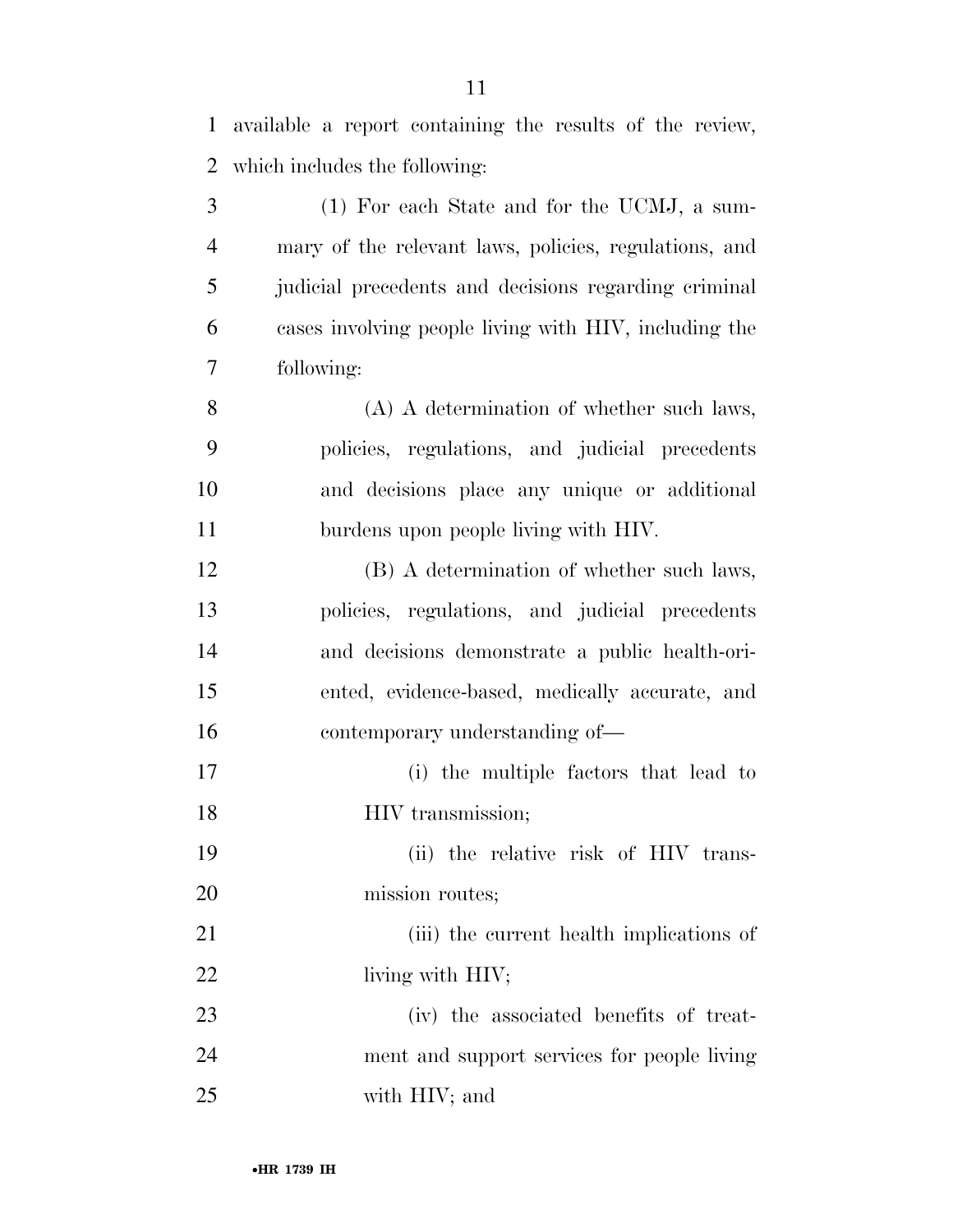available a report containing the results of the review, which includes the following:

(1) For each State and for the UCMJ, a summary of the relevant laws, policies, regulations, and judicial precedents and decisions regarding criminal cases involving people living with HIV, including the following:

(A) A determination of whether such laws, policies, regulations, and judicial precedents and decisions place any unique or additional burdens upon people living with HIV.

(B) A determination of whether such laws, policies, regulations, and judicial precedents and decisions demonstrate a public health-oriented, evidence-based, medically accurate, and contemporary understanding of—

(i) the multiple factors that lead to HIV transmission;

(ii) the relative risk of HIV transmission routes;

(iii) the current health implications of living with HIV;

(iv) the associated benefits of treatment and support services for people living with HIV; and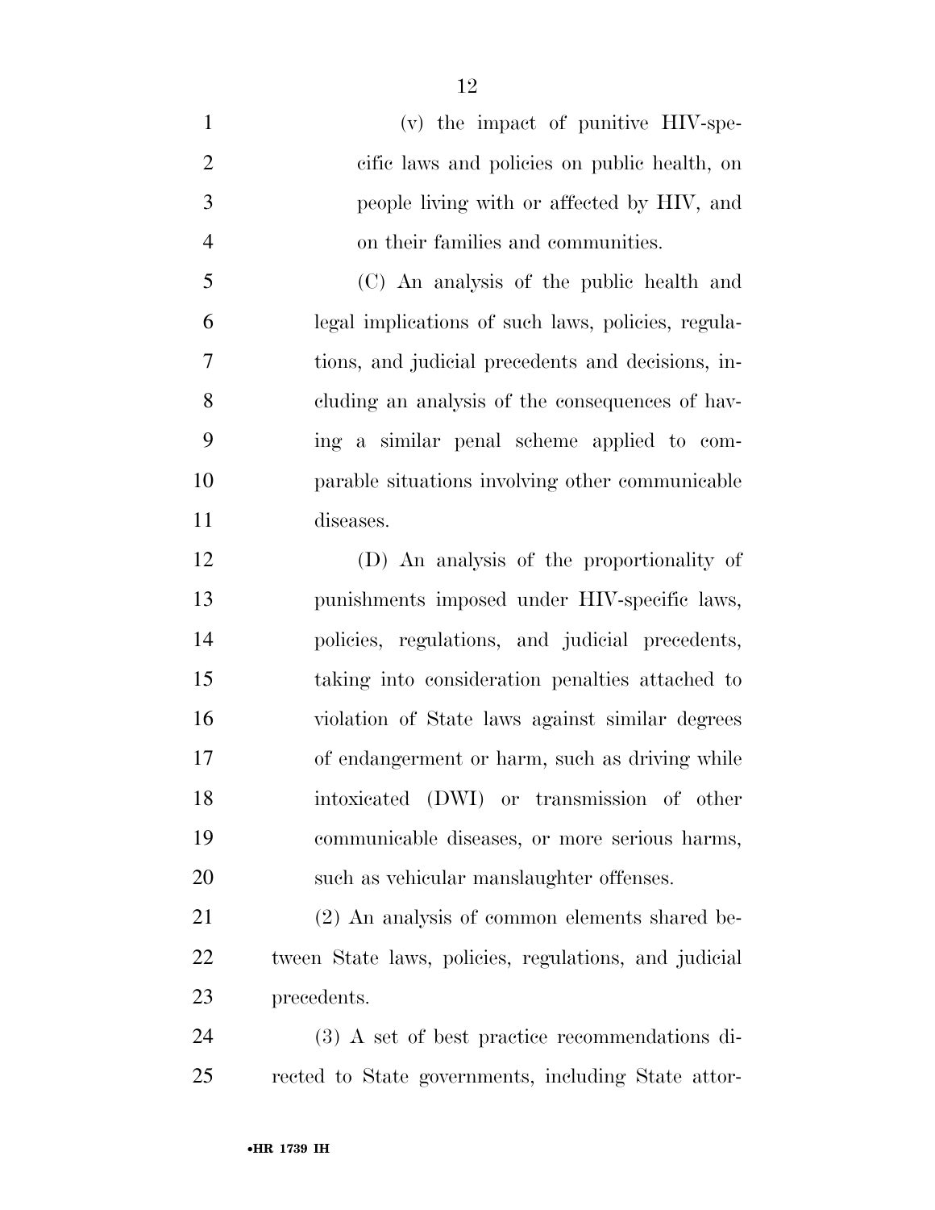(v) the impact of punitive HIV-specific laws and policies on public health, on people living with or affected by HIV, and on their families and communities.

(C) An analysis of the public health and legal implications of such laws, policies, regulations, and judicial precedents and decisions, including an analysis of the consequences of having a similar penal scheme applied to comparable situations involving other communicable diseases.

(D) An analysis of the proportionality of punishments imposed under HIV-specific laws, policies, regulations, and judicial precedents, taking into consideration penalties attached to violation of State laws against similar degrees of endangerment or harm, such as driving while intoxicated (DWI) or transmission of other communicable diseases, or more serious harms, such as vehicular manslaughter offenses.

(2) An analysis of common elements shared between State laws, policies, regulations, and judicial precedents.

(3) A set of best practice recommendations directed to State governments, including State attor-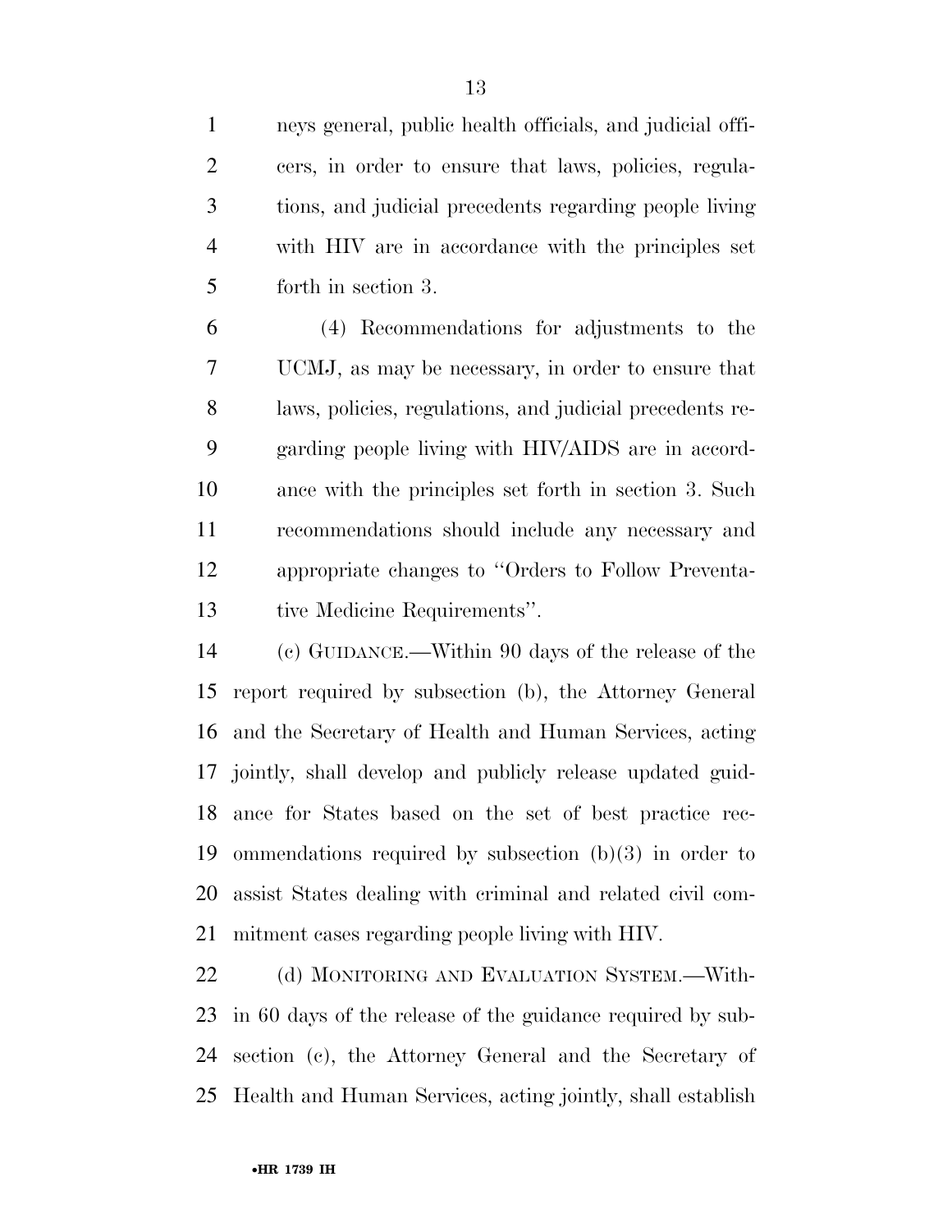neys general, public health officials, and judicial officers, in order to ensure that laws, policies, regulations, and judicial precedents regarding people living with HIV are in accordance with the principles set forth in section 3.

(4) Recommendations for adjustments to the UCMJ, as may be necessary, in order to ensure that laws, policies, regulations, and judicial precedents regarding people living with HIV/AIDS are in accordance with the principles set forth in section 3. Such recommendations should include any necessary and appropriate changes to ''Orders to Follow Preventative Medicine Requirements''.

(c) GUIDANCE.—Within 90 days of the release of the report required by subsection (b), the Attorney General and the Secretary of Health and Human Services, acting jointly, shall develop and publicly release updated guidance for States based on the set of best practice recommendations required by subsection (b)(3) in order to assist States dealing with criminal and related civil commitment cases regarding people living with HIV.

(d) MONITORING AND EVALUATION SYSTEM.—Within 60 days of the release of the guidance required by subsection (c), the Attorney General and the Secretary of Health and Human Services, acting jointly, shall establish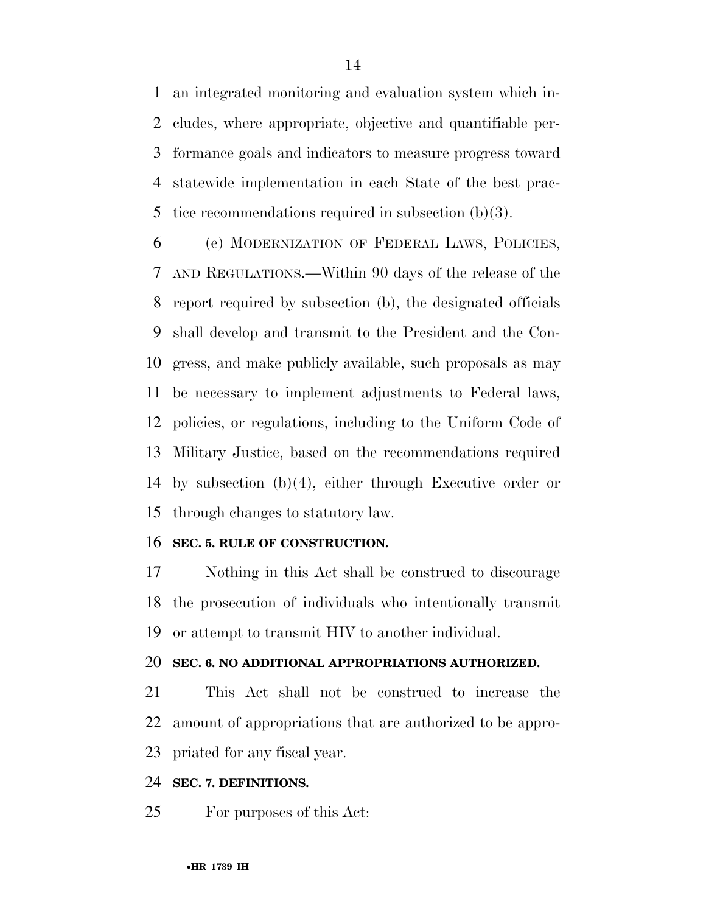an integrated monitoring and evaluation system which includes, where appropriate, objective and quantifiable performance goals and indicators to measure progress toward statewide implementation in each State of the best practice recommendations required in subsection (b)(3).

(e) MODERNIZATION OF FEDERAL LAWS, POLICIES, AND REGULATIONS.—Within 90 days of the release of the report required by subsection (b), the designated officials shall develop and transmit to the President and the Congress, and make publicly available, such proposals as may be necessary to implement adjustments to Federal laws, policies, or regulations, including to the Uniform Code of Military Justice, based on the recommendations required by subsection (b)(4), either through Executive order or through changes to statutory law.

**SEC. 5. RULE OF CONSTRUCTION.**

Nothing in this Act shall be construed to discourage the prosecution of individuals who intentionally transmit or attempt to transmit HIV to another individual.

**SEC. 6. NO ADDITIONAL APPROPRIATIONS AUTHORIZED.**

This Act shall not be construed to increase the amount of appropriations that are authorized to be appropriated for any fiscal year.

**SEC. 7. DEFINITIONS.**

For purposes of this Act: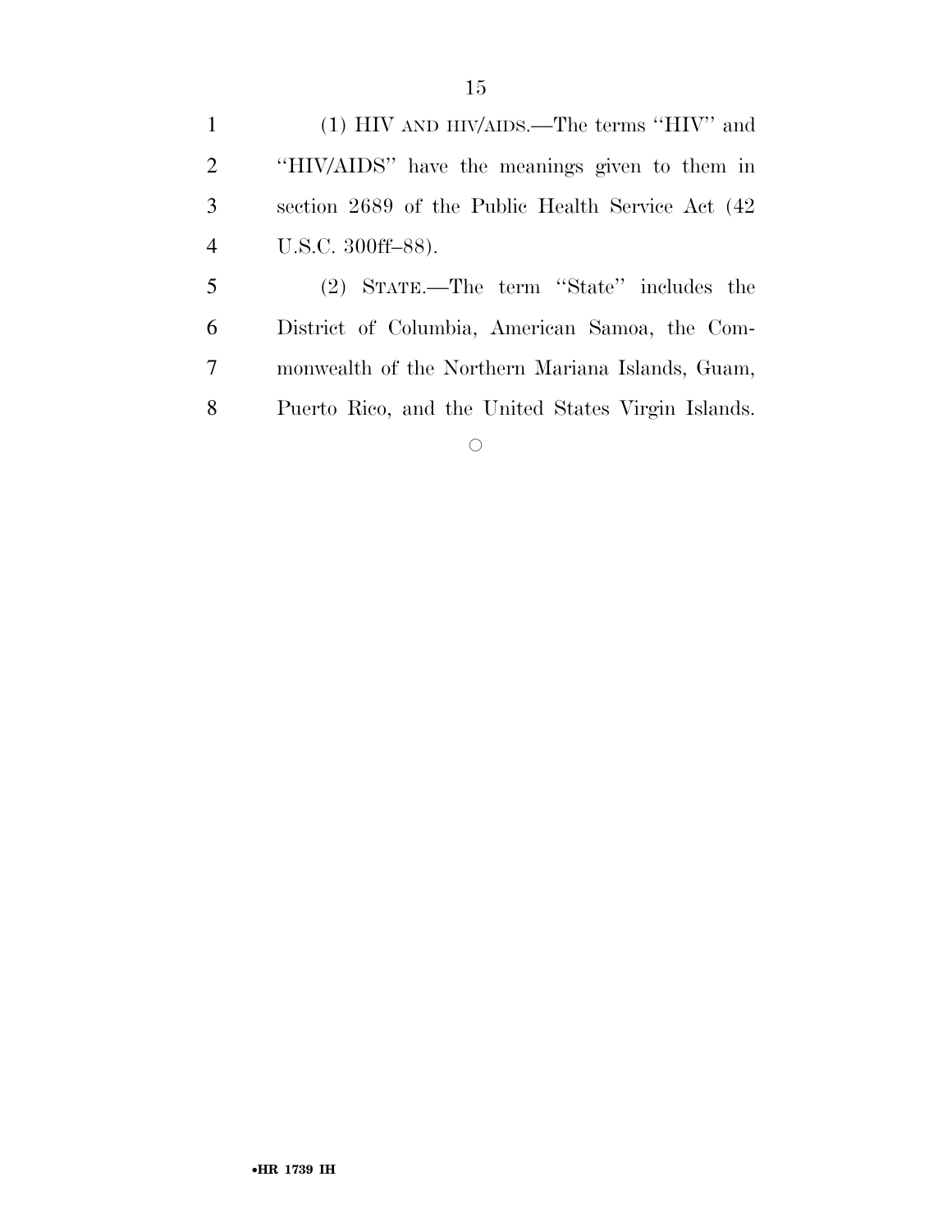(1) HIV AND HIV/AIDS.—The terms ''HIV'' and ''HIV/AIDS'' have the meanings given to them in section 2689 of the Public Health Service Act (42 U.S.C. 300ff–88).

(2) STATE.—The term ''State'' includes the District of Columbia, American Samoa, the Commonwealth of the Northern Mariana Islands, Guam, Puerto Rico, and the United States Virgin Islands.

○